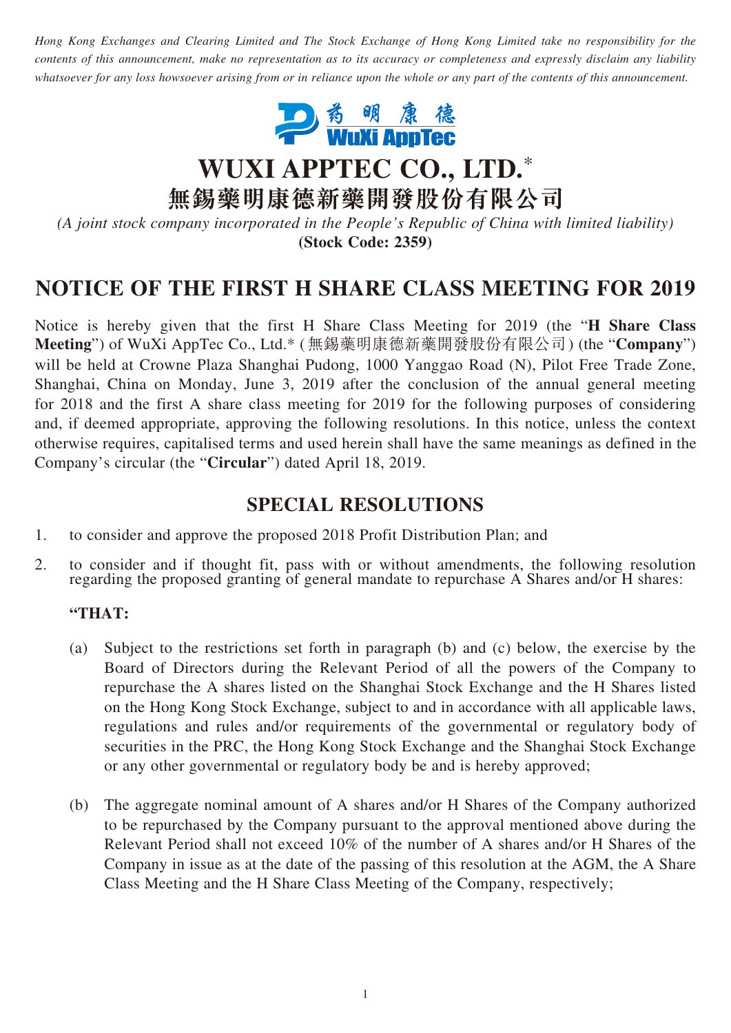*Hong Kong Exchanges and Clearing Limited and The Stock Exchange of Hong Kong Limited take no responsibility for the contents of this announcement, make no representation as to its accuracy or completeness and expressly disclaim any liability whatsoever for any loss howsoever arising from or in reliance upon the whole or any part of the contents of this announcement.*

# WUXI APPTEC CO., LTD.*
# 無錫藥明康德新藥開發股份有限公司

*(A joint stock company incorporated in the People's Republic of China with limited liability)*
**(Stock Code: 2359)**

## NOTICE OF THE FIRST H SHARE CLASS MEETING FOR 2019

Notice is hereby given that the first H Share Class Meeting for 2019 (the "**H Share Class Meeting**") of WuXi AppTec Co., Ltd.* (無錫藥明康德新藥開發股份有限公司) (the "**Company**") will be held at Crowne Plaza Shanghai Pudong, 1000 Yanggao Road (N), Pilot Free Trade Zone, Shanghai, China on Monday, June 3, 2019 after the conclusion of the annual general meeting for 2018 and the first A share class meeting for 2019 for the following purposes of considering and, if deemed appropriate, approving the following resolutions. In this notice, unless the context otherwise requires, capitalised terms and used herein shall have the same meanings as defined in the Company's circular (the "**Circular**") dated April 18, 2019.

## SPECIAL RESOLUTIONS

1. to consider and approve the proposed 2018 Profit Distribution Plan; and
2. to consider and if thought fit, pass with or without amendments, the following resolution regarding the proposed granting of general mandate to repurchase A Shares and/or H shares:

   **"THAT:**

   (a) Subject to the restrictions set forth in paragraph (b) and (c) below, the exercise by the Board of Directors during the Relevant Period of all the powers of the Company to repurchase the A shares listed on the Shanghai Stock Exchange and the H Shares listed on the Hong Kong Stock Exchange, subject to and in accordance with all applicable laws, regulations and rules and/or requirements of the governmental or regulatory body of securities in the PRC, the Hong Kong Stock Exchange and the Shanghai Stock Exchange or any other governmental or regulatory body be and is hereby approved;

   (b) The aggregate nominal amount of A shares and/or H Shares of the Company authorized to be repurchased by the Company pursuant to the approval mentioned above during the Relevant Period shall not exceed 10% of the number of A shares and/or H Shares of the Company in issue as at the date of the passing of this resolution at the AGM, the A Share Class Meeting and the H Share Class Meeting of the Company, respectively;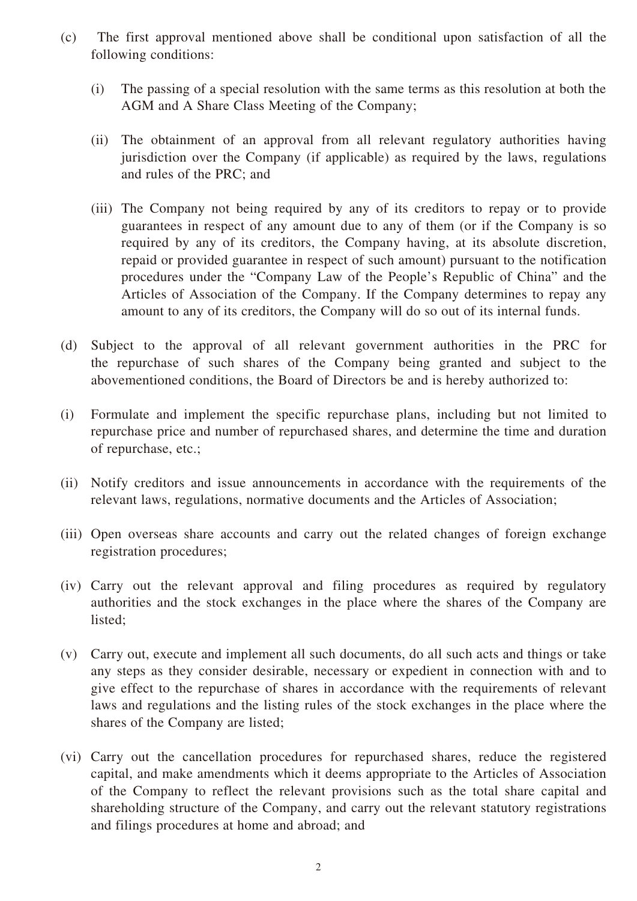(c) The first approval mentioned above shall be conditional upon satisfaction of all the following conditions:

  (i) The passing of a special resolution with the same terms as this resolution at both the AGM and A Share Class Meeting of the Company;

  (ii) The obtainment of an approval from all relevant regulatory authorities having jurisdiction over the Company (if applicable) as required by the laws, regulations and rules of the PRC; and

  (iii) The Company not being required by any of its creditors to repay or to provide guarantees in respect of any amount due to any of them (or if the Company is so required by any of its creditors, the Company having, at its absolute discretion, repaid or provided guarantee in respect of such amount) pursuant to the notification procedures under the "Company Law of the People's Republic of China" and the Articles of Association of the Company. If the Company determines to repay any amount to any of its creditors, the Company will do so out of its internal funds.

(d) Subject to the approval of all relevant government authorities in the PRC for the repurchase of such shares of the Company being granted and subject to the abovementioned conditions, the Board of Directors be and is hereby authorized to:

(i) Formulate and implement the specific repurchase plans, including but not limited to repurchase price and number of repurchased shares, and determine the time and duration of repurchase, etc.;

(ii) Notify creditors and issue announcements in accordance with the requirements of the relevant laws, regulations, normative documents and the Articles of Association;

(iii) Open overseas share accounts and carry out the related changes of foreign exchange registration procedures;

(iv) Carry out the relevant approval and filing procedures as required by regulatory authorities and the stock exchanges in the place where the shares of the Company are listed;

(v) Carry out, execute and implement all such documents, do all such acts and things or take any steps as they consider desirable, necessary or expedient in connection with and to give effect to the repurchase of shares in accordance with the requirements of relevant laws and regulations and the listing rules of the stock exchanges in the place where the shares of the Company are listed;

(vi) Carry out the cancellation procedures for repurchased shares, reduce the registered capital, and make amendments which it deems appropriate to the Articles of Association of the Company to reflect the relevant provisions such as the total share capital and shareholding structure of the Company, and carry out the relevant statutory registrations and filings procedures at home and abroad; and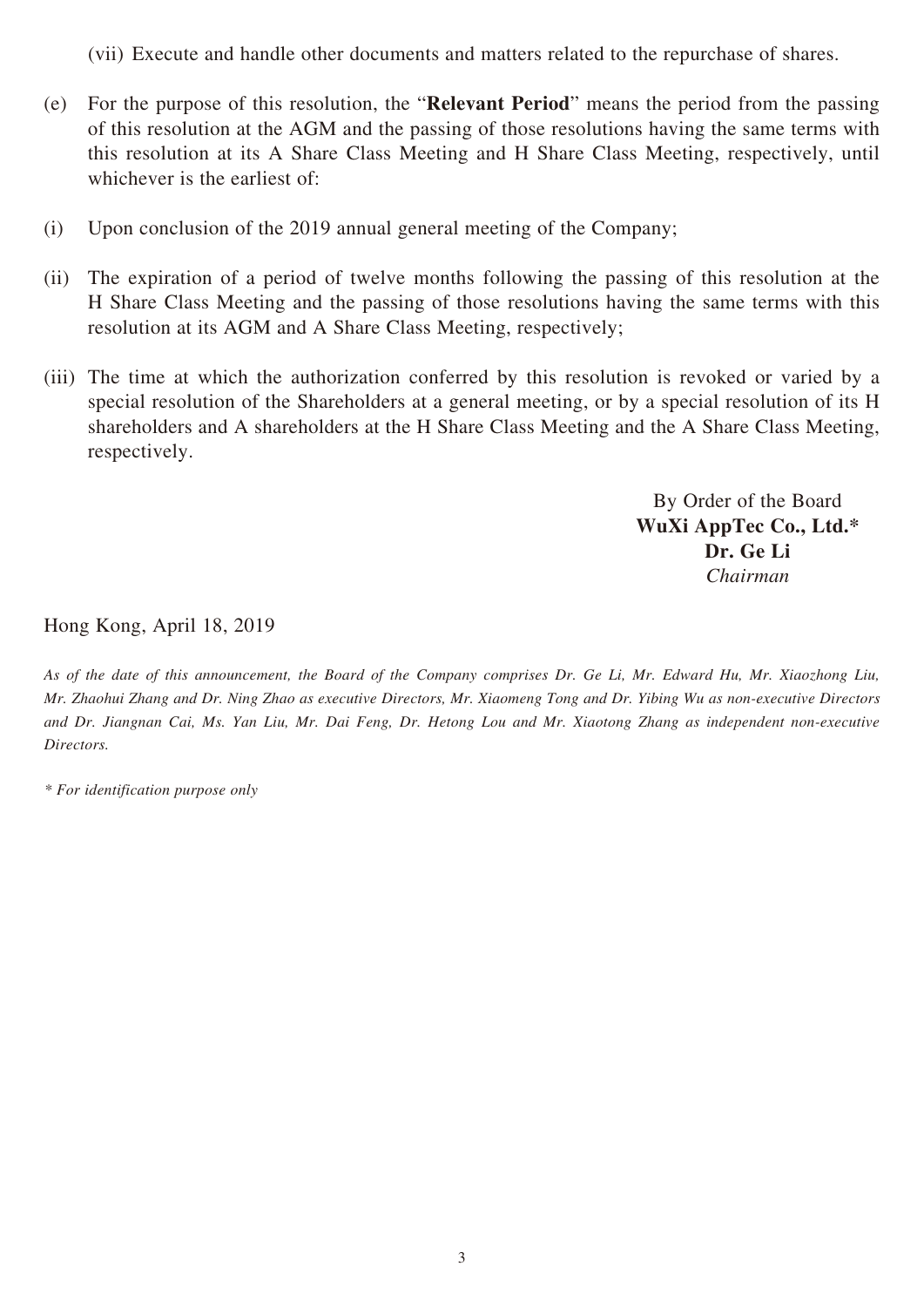(vii) Execute and handle other documents and matters related to the repurchase of shares.

(e) For the purpose of this resolution, the "**Relevant Period**" means the period from the passing of this resolution at the AGM and the passing of those resolutions having the same terms with this resolution at its A Share Class Meeting and H Share Class Meeting, respectively, until whichever is the earliest of:

(i) Upon conclusion of the 2019 annual general meeting of the Company;

(ii) The expiration of a period of twelve months following the passing of this resolution at the H Share Class Meeting and the passing of those resolutions having the same terms with this resolution at its AGM and A Share Class Meeting, respectively;

(iii) The time at which the authorization conferred by this resolution is revoked or varied by a special resolution of the Shareholders at a general meeting, or by a special resolution of its H shareholders and A shareholders at the H Share Class Meeting and the A Share Class Meeting, respectively.

By Order of the Board
**WuXi AppTec Co., Ltd.***
**Dr. Ge Li**
*Chairman*

Hong Kong, April 18, 2019

*As of the date of this announcement, the Board of the Company comprises Dr. Ge Li, Mr. Edward Hu, Mr. Xiaozhong Liu, Mr. Zhaohui Zhang and Dr. Ning Zhao as executive Directors, Mr. Xiaomeng Tong and Dr. Yibing Wu as non-executive Directors and Dr. Jiangnan Cai, Ms. Yan Liu, Mr. Dai Feng, Dr. Hetong Lou and Mr. Xiaotong Zhang as independent non-executive Directors.*

*\* For identification purpose only*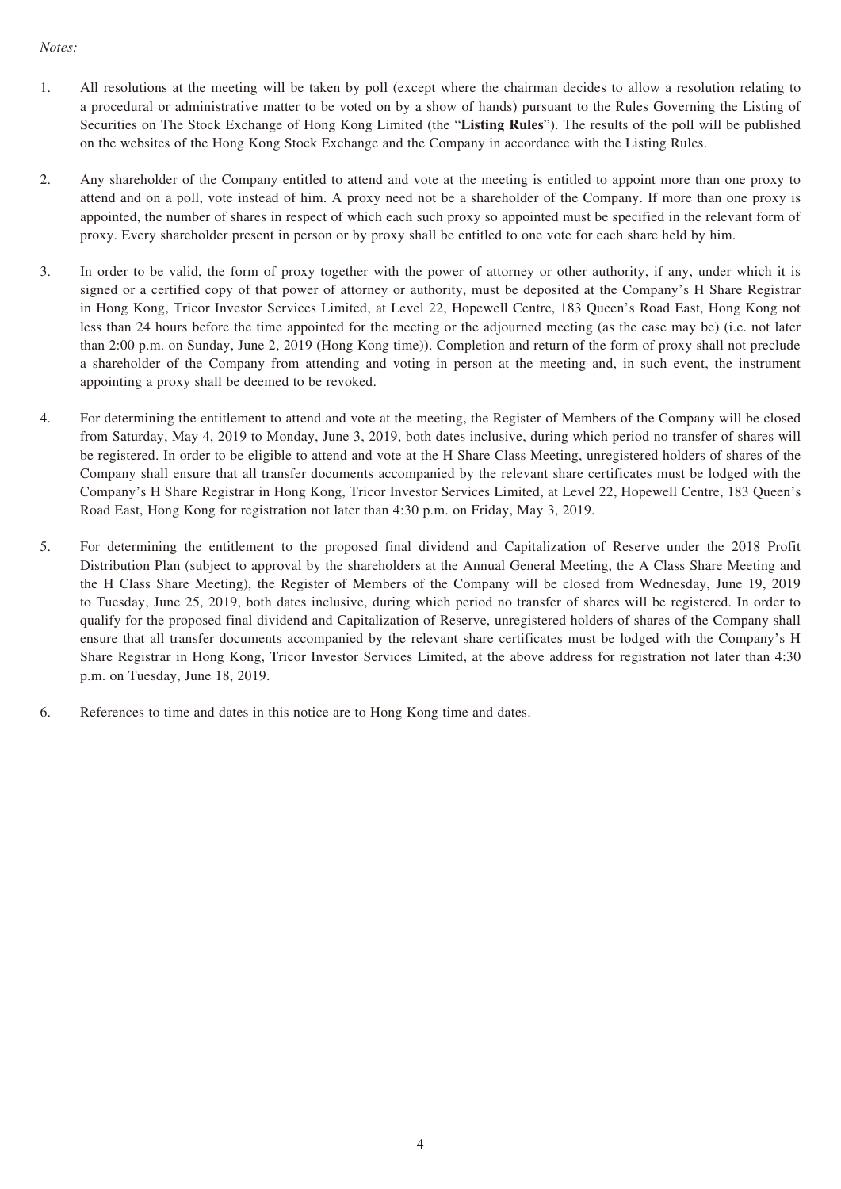*Notes:*

1. All resolutions at the meeting will be taken by poll (except where the chairman decides to allow a resolution relating to a procedural or administrative matter to be voted on by a show of hands) pursuant to the Rules Governing the Listing of Securities on The Stock Exchange of Hong Kong Limited (the "**Listing Rules**"). The results of the poll will be published on the websites of the Hong Kong Stock Exchange and the Company in accordance with the Listing Rules.

2. Any shareholder of the Company entitled to attend and vote at the meeting is entitled to appoint more than one proxy to attend and on a poll, vote instead of him. A proxy need not be a shareholder of the Company. If more than one proxy is appointed, the number of shares in respect of which each such proxy so appointed must be specified in the relevant form of proxy. Every shareholder present in person or by proxy shall be entitled to one vote for each share held by him.

3. In order to be valid, the form of proxy together with the power of attorney or other authority, if any, under which it is signed or a certified copy of that power of attorney or authority, must be deposited at the Company's H Share Registrar in Hong Kong, Tricor Investor Services Limited, at Level 22, Hopewell Centre, 183 Queen's Road East, Hong Kong not less than 24 hours before the time appointed for the meeting or the adjourned meeting (as the case may be) (i.e. not later than 2:00 p.m. on Sunday, June 2, 2019 (Hong Kong time)). Completion and return of the form of proxy shall not preclude a shareholder of the Company from attending and voting in person at the meeting and, in such event, the instrument appointing a proxy shall be deemed to be revoked.

4. For determining the entitlement to attend and vote at the meeting, the Register of Members of the Company will be closed from Saturday, May 4, 2019 to Monday, June 3, 2019, both dates inclusive, during which period no transfer of shares will be registered. In order to be eligible to attend and vote at the H Share Class Meeting, unregistered holders of shares of the Company shall ensure that all transfer documents accompanied by the relevant share certificates must be lodged with the Company's H Share Registrar in Hong Kong, Tricor Investor Services Limited, at Level 22, Hopewell Centre, 183 Queen's Road East, Hong Kong for registration not later than 4:30 p.m. on Friday, May 3, 2019.

5. For determining the entitlement to the proposed final dividend and Capitalization of Reserve under the 2018 Profit Distribution Plan (subject to approval by the shareholders at the Annual General Meeting, the A Class Share Meeting and the H Class Share Meeting), the Register of Members of the Company will be closed from Wednesday, June 19, 2019 to Tuesday, June 25, 2019, both dates inclusive, during which period no transfer of shares will be registered. In order to qualify for the proposed final dividend and Capitalization of Reserve, unregistered holders of shares of the Company shall ensure that all transfer documents accompanied by the relevant share certificates must be lodged with the Company's H Share Registrar in Hong Kong, Tricor Investor Services Limited, at the above address for registration not later than 4:30 p.m. on Tuesday, June 18, 2019.

6. References to time and dates in this notice are to Hong Kong time and dates.